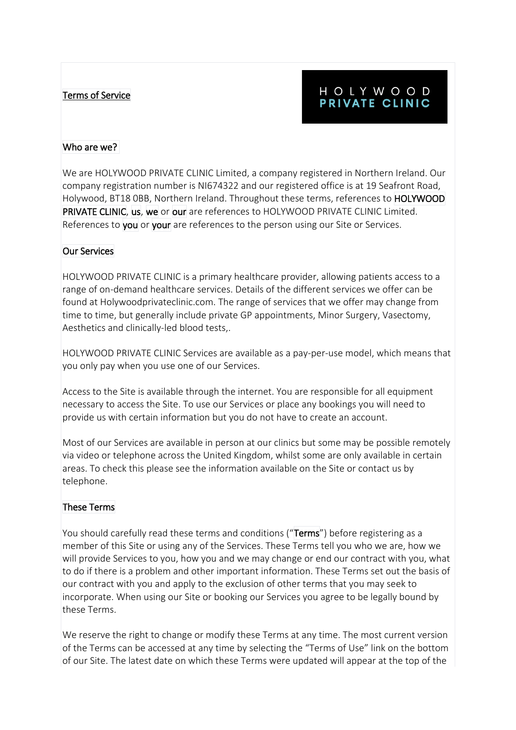# Terms of Service

HOLYWOOD PRIVATE CLINIC

## Who are we?

We are HOLYWOOD PRIVATE CLINIC Limited, a company registered in Northern Ireland. Our company registration number is NI674322 and our registered office is at 19 Seafront Road, Holywood, BT18 0BB, Northern Ireland. Throughout these terms, references to **HOLYWOOD PRIVATE CLINIC**, **us**, **we** or **our** are references to HOLYWOOD PRIVATE CLINIC Limited. References to **you** or **your** are references to the person using our Site or Services.

## Our Services

HOLYWOOD PRIVATE CLINIC is a primary healthcare provider, allowing patients access to a range of on-demand healthcare services. Details of the different services we offer can be found at Holywoodprivateclinic.com. The range of services that we offer may change from time to time, but generally include private GP appointments, Minor Surgery, Vasectomy, Aesthetics and clinically-led blood tests,.

HOLYWOOD PRIVATE CLINIC Services are available as a pay-per-use model, which means that you only pay when you use one of our Services.

Access to the Site is available through the internet. You are responsible for all equipment necessary to access the Site. To use our Services or place any bookings you will need to provide us with certain information but you do not have to create an account.

Most of our Services are available in person at our clinics but some may be possible remotely via video or telephone across the United Kingdom, whilst some are only available in certain areas. To check this please see the information available on the Site or contact us by telephone.

## These Terms

You should carefully read these terms and conditions ("**Terms**") before registering as a member of this Site or using any of the Services. These Terms tell you who we are, how we will provide Services to you, how you and we may change or end our contract with you, what to do if there is a problem and other important information. These Terms set out the basis of our contract with you and apply to the exclusion of other terms that you may seek to incorporate. When using our Site or booking our Services you agree to be legally bound by these Terms.

We reserve the right to change or modify these Terms at any time. The most current version of the Terms can be accessed at any time by selecting the "Terms of Use" link on the bottom of our Site. The latest date on which these Terms were updated will appear at the top of the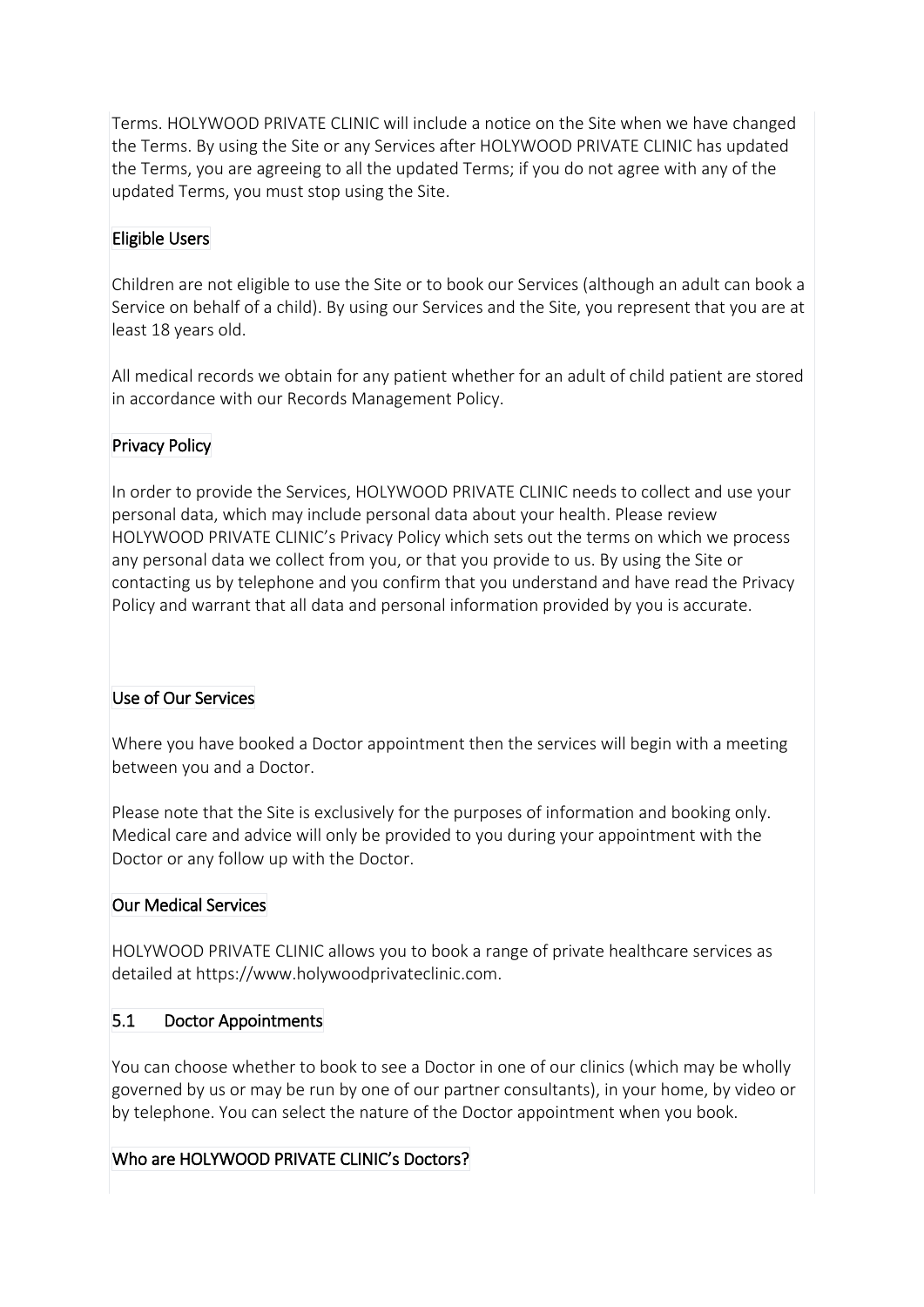Terms. HOLYWOOD PRIVATE CLINIC will include a notice on the Site when we have changed the Terms. By using the Site or any Services after HOLYWOOD PRIVATE CLINIC has updated the Terms, you are agreeing to all the updated Terms; if you do not agree with any of the updated Terms, you must stop using the Site.

## Eligible Users

Children are not eligible to use the Site or to book our Services (although an adult can book a Service on behalf of a child). By using our Services and the Site, you represent that you are at least 18 years old.

All medical records we obtain for any patient whether for an adult of child patient are stored in accordance with our Records Management Policy.

## Privacy Policy

In order to provide the Services, HOLYWOOD PRIVATE CLINIC needs to collect and use your personal data, which may include personal data about your health. Please review HOLYWOOD PRIVATE CLINIC's Privacy Policy which sets out the terms on which we process any personal data we collect from you, or that you provide to us. By using the Site or contacting us by telephone and you confirm that you understand and have read the Privacy Policy and warrant that all data and personal information provided by you is accurate.

## Use of Our Services

Where you have booked a Doctor appointment then the services will begin with a meeting between you and a Doctor.

Please note that the Site is exclusively for the purposes of information and booking only. Medical care and advice will only be provided to you during your appointment with the Doctor or any follow up with the Doctor.

## Our Medical Services

HOLYWOOD PRIVATE CLINIC allows you to book a range of private healthcare services as detailed at https://www.holywoodprivateclinic.com.

### 5.1 Doctor Appointments

You can choose whether to book to see a Doctor in one of our clinics (which may be wholly governed by us or may be run by one of our partner consultants), in your home, by video or by telephone. You can select the nature of the Doctor appointment when you book.

## Who are HOLYWOOD PRIVATE CLINIC's Doctors?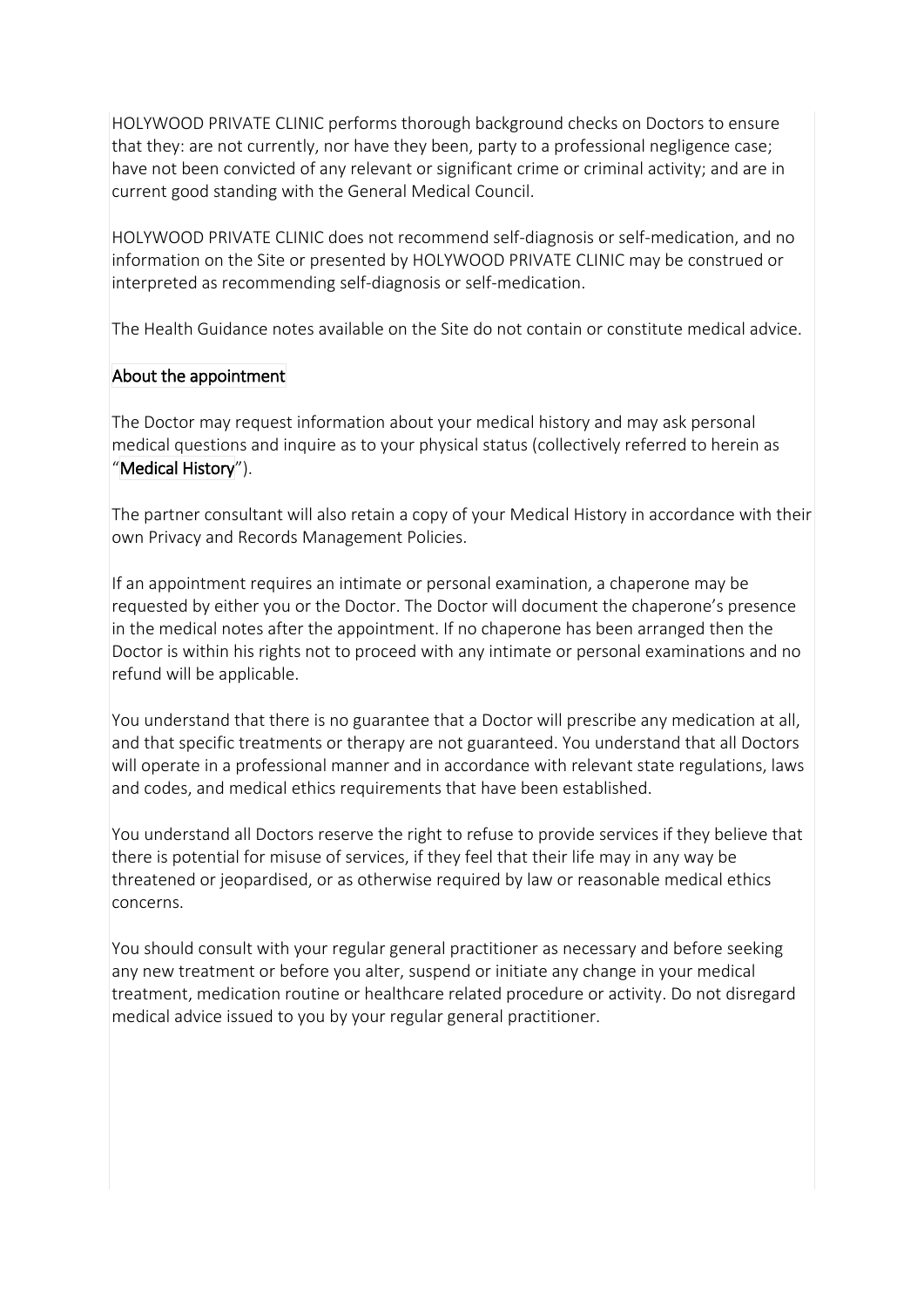HOLYWOOD PRIVATE CLINIC performs thorough background checks on Doctors to ensure that they: are not currently, nor have they been, party to a professional negligence case; have not been convicted of any relevant or significant crime or criminal activity; and are in current good standing with the General Medical Council.

HOLYWOOD PRIVATE CLINIC does not recommend self-diagnosis or self-medication, and no information on the Site or presented by HOLYWOOD PRIVATE CLINIC may be construed or interpreted as recommending self-diagnosis or self-medication.

The Health Guidance notes available on the Site do not contain or constitute medical advice.

## About the appointment

The Doctor may request information about your medical history and may ask personal medical questions and inquire as to your physical status (collectively referred to herein as "**Medical History**").

The partner consultant will also retain a copy of your Medical History in accordance with their own Privacy and Records Management Policies.

If an appointment requires an intimate or personal examination, a chaperone may be requested by either you or the Doctor. The Doctor will document the chaperone's presence in the medical notes after the appointment. If no chaperone has been arranged then the Doctor is within his rights not to proceed with any intimate or personal examinations and no refund will be applicable.

You understand that there is no guarantee that a Doctor will prescribe any medication at all, and that specific treatments or therapy are not guaranteed. You understand that all Doctors will operate in a professional manner and in accordance with relevant state regulations, laws and codes, and medical ethics requirements that have been established.

You understand all Doctors reserve the right to refuse to provide services if they believe that there is potential for misuse of services, if they feel that their life may in any way be threatened or jeopardised, or as otherwise required by law or reasonable medical ethics concerns.

You should consult with your regular general practitioner as necessary and before seeking any new treatment or before you alter, suspend or initiate any change in your medical treatment, medication routine or healthcare related procedure or activity. Do not disregard medical advice issued to you by your regular general practitioner.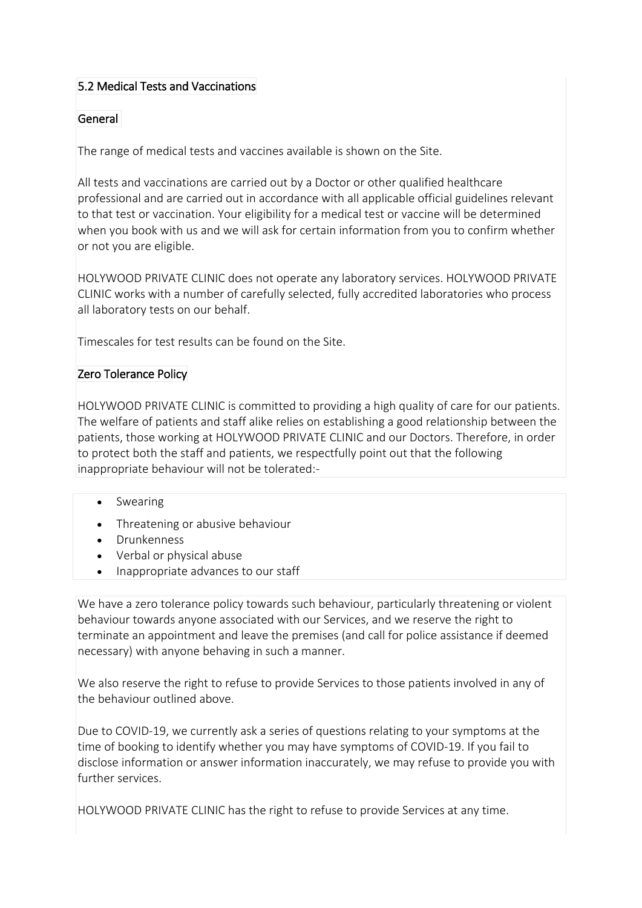## 5.2 Medical Tests and Vaccinations

### General

The range of medical tests and vaccines available is shown on the Site.

All tests and vaccinations are carried out by a Doctor or other qualified healthcare professional and are carried out in accordance with all applicable official guidelines relevant to that test or vaccination. Your eligibility for a medical test or vaccine will be determined when you book with us and we will ask for certain information from you to confirm whether or not you are eligible.

HOLYWOOD PRIVATE CLINIC does not operate any laboratory services. HOLYWOOD PRIVATE CLINIC works with a number of carefully selected, fully accredited laboratories who process all laboratory tests on our behalf.

Timescales for test results can be found on the Site.

### Zero Tolerance Policy

HOLYWOOD PRIVATE CLINIC is committed to providing a high quality of care for our patients. The welfare of patients and staff alike relies on establishing a good relationship between the patients, those working at HOLYWOOD PRIVATE CLINIC and our Doctors. Therefore, in order to protect both the staff and patients, we respectfully point out that the following inappropriate behaviour will not be tolerated:-

- Swearing
- Threatening or abusive behaviour
- Drunkenness
- Verbal or physical abuse
- Inappropriate advances to our staff

We have a zero tolerance policy towards such behaviour, particularly threatening or violent behaviour towards anyone associated with our Services, and we reserve the right to terminate an appointment and leave the premises (and call for police assistance if deemed necessary) with anyone behaving in such a manner.

We also reserve the right to refuse to provide Services to those patients involved in any of the behaviour outlined above.

Due to COVID-19, we currently ask a series of questions relating to your symptoms at the time of booking to identify whether you may have symptoms of COVID-19. If you fail to disclose information or answer information inaccurately, we may refuse to provide you with further services.

HOLYWOOD PRIVATE CLINIC has the right to refuse to provide Services at any time.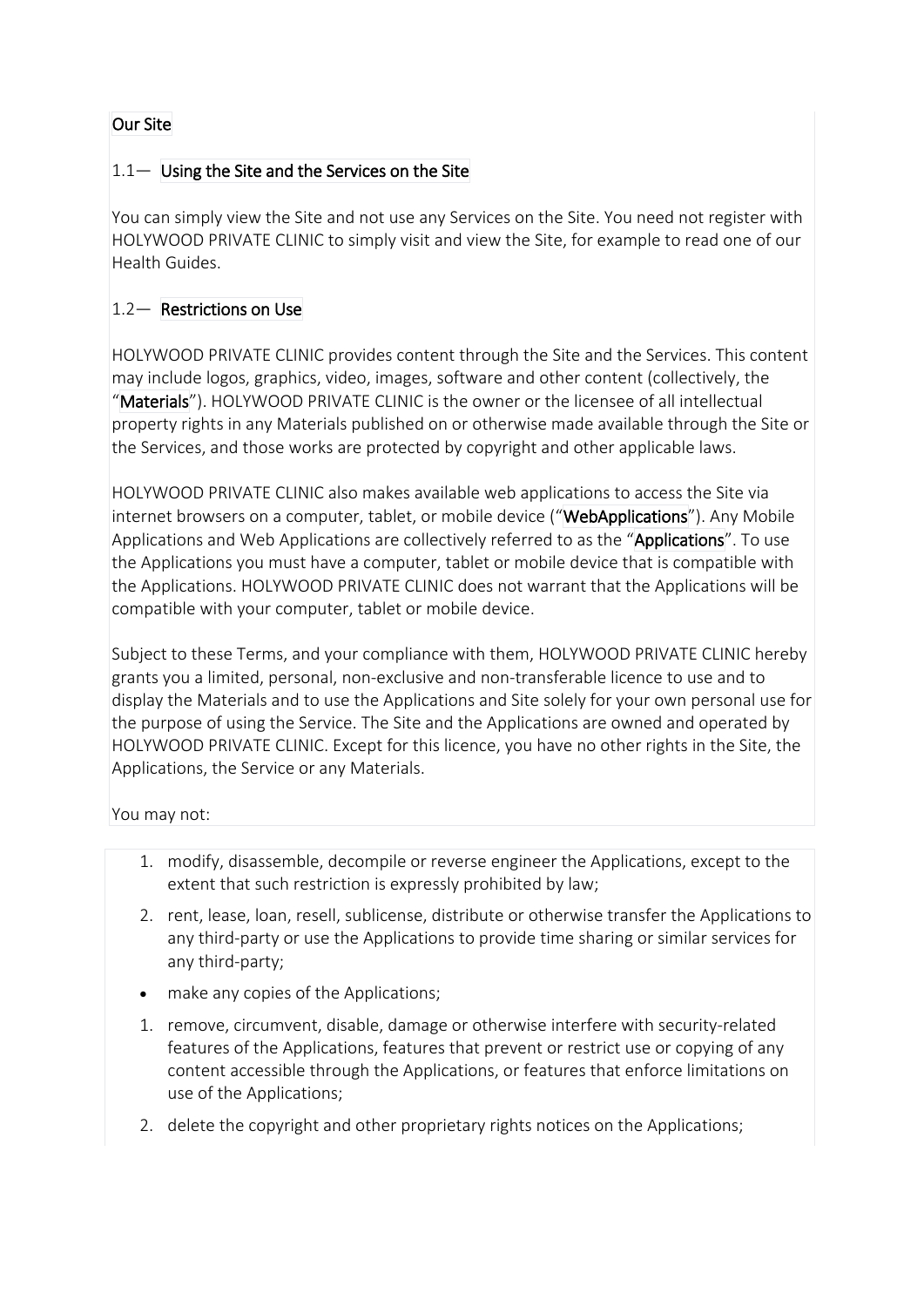## Our Site

### 1.1— Using the Site and the Services on the Site

You can simply view the Site and not use any Services on the Site. You need not register with HOLYWOOD PRIVATE CLINIC to simply visit and view the Site, for example to read one of our Health Guides.

### 1.2— Restrictions on Use

HOLYWOOD PRIVATE CLINIC provides content through the Site and the Services. This content may include logos, graphics, video, images, software and other content (collectively, the "**Materials**"). HOLYWOOD PRIVATE CLINIC is the owner or the licensee of all intellectual property rights in any Materials published on or otherwise made available through the Site or the Services, and those works are protected by copyright and other applicable laws.

HOLYWOOD PRIVATE CLINIC also makes available web applications to access the Site via internet browsers on a computer, tablet, or mobile device ("**WebApplications**"). Any Mobile Applications and Web Applications are collectively referred to as the "**Applications**". To use the Applications you must have a computer, tablet or mobile device that is compatible with the Applications. HOLYWOOD PRIVATE CLINIC does not warrant that the Applications will be compatible with your computer, tablet or mobile device.

Subject to these Terms, and your compliance with them, HOLYWOOD PRIVATE CLINIC hereby grants you a limited, personal, non-exclusive and non-transferable licence to use and to display the Materials and to use the Applications and Site solely for your own personal use for the purpose of using the Service. The Site and the Applications are owned and operated by HOLYWOOD PRIVATE CLINIC. Except for this licence, you have no other rights in the Site, the Applications, the Service or any Materials.

You may not:

1. modify, disassemble, decompile or reverse engineer the Applications, except to the extent that such restriction is expressly prohibited by law;
2. rent, lease, loan, resell, sublicense, distribute or otherwise transfer the Applications to any third-party or use the Applications to provide time sharing or similar services for any third-party;

- make any copies of the Applications;

1. remove, circumvent, disable, damage or otherwise interfere with security-related features of the Applications, features that prevent or restrict use or copying of any content accessible through the Applications, or features that enforce limitations on use of the Applications;
2. delete the copyright and other proprietary rights notices on the Applications;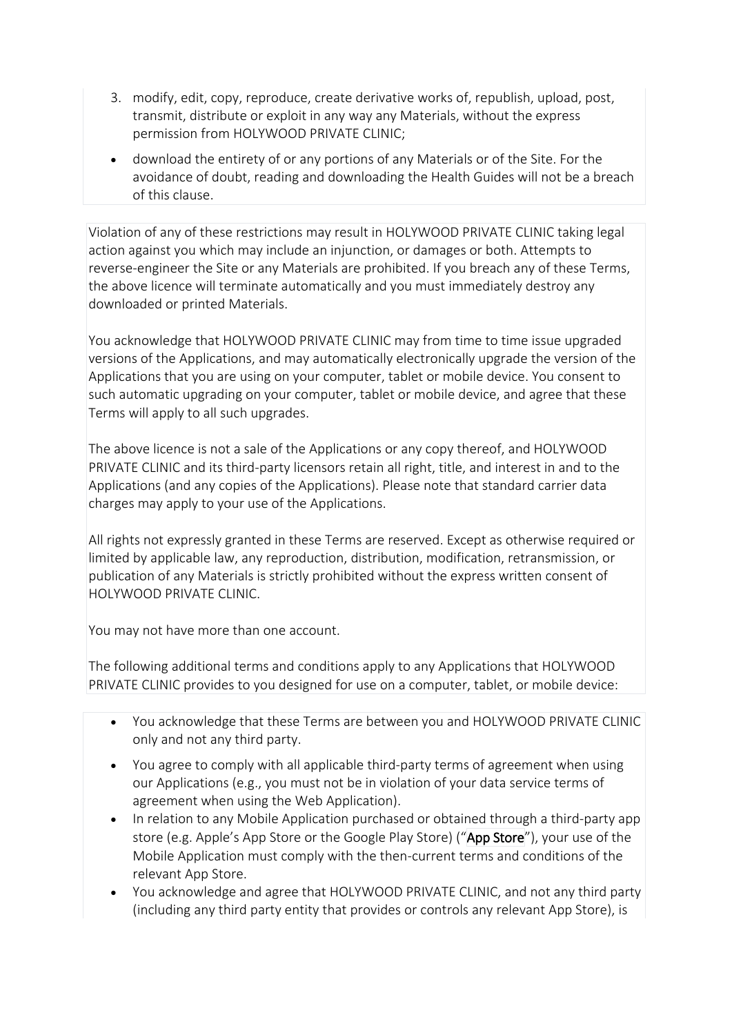3. modify, edit, copy, reproduce, create derivative works of, republish, upload, post, transmit, distribute or exploit in any way any Materials, without the express permission from HOLYWOOD PRIVATE CLINIC;

- download the entirety of or any portions of any Materials or of the Site. For the avoidance of doubt, reading and downloading the Health Guides will not be a breach of this clause.

Violation of any of these restrictions may result in HOLYWOOD PRIVATE CLINIC taking legal action against you which may include an injunction, or damages or both. Attempts to reverse-engineer the Site or any Materials are prohibited. If you breach any of these Terms, the above licence will terminate automatically and you must immediately destroy any downloaded or printed Materials.

You acknowledge that HOLYWOOD PRIVATE CLINIC may from time to time issue upgraded versions of the Applications, and may automatically electronically upgrade the version of the Applications that you are using on your computer, tablet or mobile device. You consent to such automatic upgrading on your computer, tablet or mobile device, and agree that these Terms will apply to all such upgrades.

The above licence is not a sale of the Applications or any copy thereof, and HOLYWOOD PRIVATE CLINIC and its third-party licensors retain all right, title, and interest in and to the Applications (and any copies of the Applications). Please note that standard carrier data charges may apply to your use of the Applications.

All rights not expressly granted in these Terms are reserved. Except as otherwise required or limited by applicable law, any reproduction, distribution, modification, retransmission, or publication of any Materials is strictly prohibited without the express written consent of HOLYWOOD PRIVATE CLINIC.

You may not have more than one account.

The following additional terms and conditions apply to any Applications that HOLYWOOD PRIVATE CLINIC provides to you designed for use on a computer, tablet, or mobile device:

- You acknowledge that these Terms are between you and HOLYWOOD PRIVATE CLINIC only and not any third party.
- You agree to comply with all applicable third-party terms of agreement when using our Applications (e.g., you must not be in violation of your data service terms of agreement when using the Web Application).
- In relation to any Mobile Application purchased or obtained through a third-party app store (e.g. Apple's App Store or the Google Play Store) ("**App Store**"), your use of the Mobile Application must comply with the then-current terms and conditions of the relevant App Store.
- You acknowledge and agree that HOLYWOOD PRIVATE CLINIC, and not any third party (including any third party entity that provides or controls any relevant App Store), is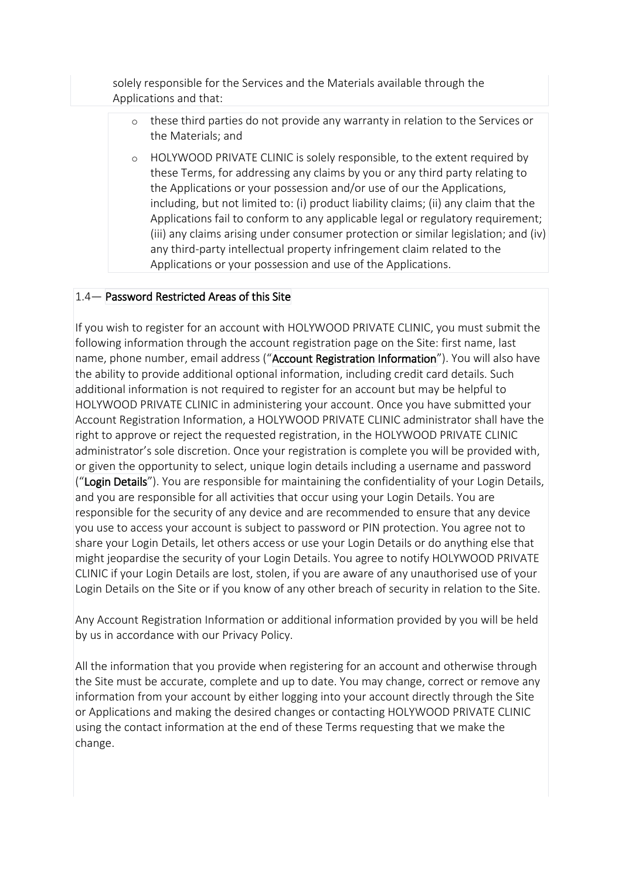solely responsible for the Services and the Materials available through the Applications and that:

- these third parties do not provide any warranty in relation to the Services or the Materials; and
- HOLYWOOD PRIVATE CLINIC is solely responsible, to the extent required by these Terms, for addressing any claims by you or any third party relating to the Applications or your possession and/or use of our the Applications, including, but not limited to: (i) product liability claims; (ii) any claim that the Applications fail to conform to any applicable legal or regulatory requirement; (iii) any claims arising under consumer protection or similar legislation; and (iv) any third-party intellectual property infringement claim related to the Applications or your possession and use of the Applications.

1.4— **Password Restricted Areas of this Site**

If you wish to register for an account with HOLYWOOD PRIVATE CLINIC, you must submit the following information through the account registration page on the Site: first name, last name, phone number, email address ("**Account Registration Information**"). You will also have the ability to provide additional optional information, including credit card details. Such additional information is not required to register for an account but may be helpful to HOLYWOOD PRIVATE CLINIC in administering your account. Once you have submitted your Account Registration Information, a HOLYWOOD PRIVATE CLINIC administrator shall have the right to approve or reject the requested registration, in the HOLYWOOD PRIVATE CLINIC administrator's sole discretion. Once your registration is complete you will be provided with, or given the opportunity to select, unique login details including a username and password ("**Login Details**"). You are responsible for maintaining the confidentiality of your Login Details, and you are responsible for all activities that occur using your Login Details. You are responsible for the security of any device and are recommended to ensure that any device you use to access your account is subject to password or PIN protection. You agree not to share your Login Details, let others access or use your Login Details or do anything else that might jeopardise the security of your Login Details. You agree to notify HOLYWOOD PRIVATE CLINIC if your Login Details are lost, stolen, if you are aware of any unauthorised use of your Login Details on the Site or if you know of any other breach of security in relation to the Site.

Any Account Registration Information or additional information provided by you will be held by us in accordance with our Privacy Policy.

All the information that you provide when registering for an account and otherwise through the Site must be accurate, complete and up to date. You may change, correct or remove any information from your account by either logging into your account directly through the Site or Applications and making the desired changes or contacting HOLYWOOD PRIVATE CLINIC using the contact information at the end of these Terms requesting that we make the change.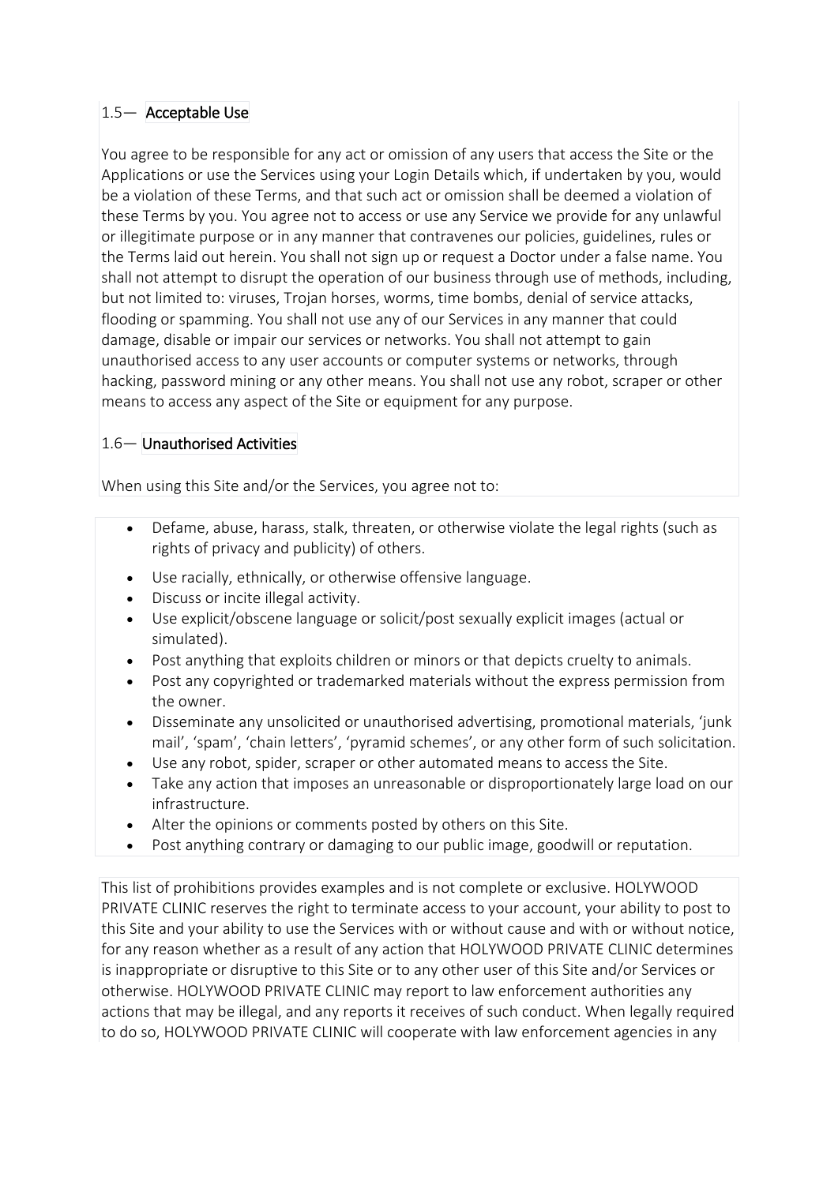### 1.5— Acceptable Use

You agree to be responsible for any act or omission of any users that access the Site or the Applications or use the Services using your Login Details which, if undertaken by you, would be a violation of these Terms, and that such act or omission shall be deemed a violation of these Terms by you. You agree not to access or use any Service we provide for any unlawful or illegitimate purpose or in any manner that contravenes our policies, guidelines, rules or the Terms laid out herein. You shall not sign up or request a Doctor under a false name. You shall not attempt to disrupt the operation of our business through use of methods, including, but not limited to: viruses, Trojan horses, worms, time bombs, denial of service attacks, flooding or spamming. You shall not use any of our Services in any manner that could damage, disable or impair our services or networks. You shall not attempt to gain unauthorised access to any user accounts or computer systems or networks, through hacking, password mining or any other means. You shall not use any robot, scraper or other means to access any aspect of the Site or equipment for any purpose.

### 1.6— Unauthorised Activities

When using this Site and/or the Services, you agree not to:

- Defame, abuse, harass, stalk, threaten, or otherwise violate the legal rights (such as rights of privacy and publicity) of others.
- Use racially, ethnically, or otherwise offensive language.
- Discuss or incite illegal activity.
- Use explicit/obscene language or solicit/post sexually explicit images (actual or simulated).
- Post anything that exploits children or minors or that depicts cruelty to animals.
- Post any copyrighted or trademarked materials without the express permission from the owner.
- Disseminate any unsolicited or unauthorised advertising, promotional materials, 'junk mail', 'spam', 'chain letters', 'pyramid schemes', or any other form of such solicitation.
- Use any robot, spider, scraper or other automated means to access the Site.
- Take any action that imposes an unreasonable or disproportionately large load on our infrastructure.
- Alter the opinions or comments posted by others on this Site.
- Post anything contrary or damaging to our public image, goodwill or reputation.

This list of prohibitions provides examples and is not complete or exclusive. HOLYWOOD PRIVATE CLINIC reserves the right to terminate access to your account, your ability to post to this Site and your ability to use the Services with or without cause and with or without notice, for any reason whether as a result of any action that HOLYWOOD PRIVATE CLINIC determines is inappropriate or disruptive to this Site or to any other user of this Site and/or Services or otherwise. HOLYWOOD PRIVATE CLINIC may report to law enforcement authorities any actions that may be illegal, and any reports it receives of such conduct. When legally required to do so, HOLYWOOD PRIVATE CLINIC will cooperate with law enforcement agencies in any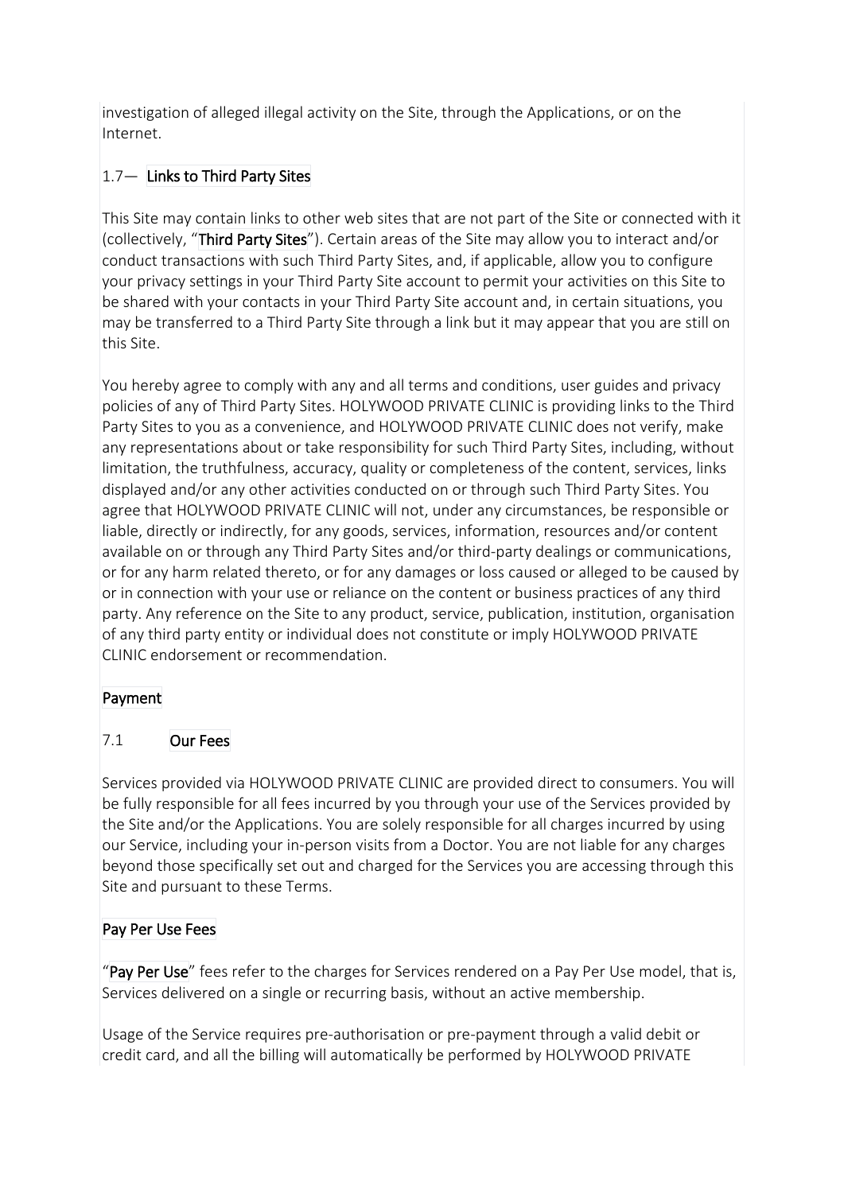investigation of alleged illegal activity on the Site, through the Applications, or on the Internet.

### 1.7— Links to Third Party Sites

This Site may contain links to other web sites that are not part of the Site or connected with it (collectively, "**Third Party Sites**"). Certain areas of the Site may allow you to interact and/or conduct transactions with such Third Party Sites, and, if applicable, allow you to configure your privacy settings in your Third Party Site account to permit your activities on this Site to be shared with your contacts in your Third Party Site account and, in certain situations, you may be transferred to a Third Party Site through a link but it may appear that you are still on this Site.

You hereby agree to comply with any and all terms and conditions, user guides and privacy policies of any of Third Party Sites. HOLYWOOD PRIVATE CLINIC is providing links to the Third Party Sites to you as a convenience, and HOLYWOOD PRIVATE CLINIC does not verify, make any representations about or take responsibility for such Third Party Sites, including, without limitation, the truthfulness, accuracy, quality or completeness of the content, services, links displayed and/or any other activities conducted on or through such Third Party Sites. You agree that HOLYWOOD PRIVATE CLINIC will not, under any circumstances, be responsible or liable, directly or indirectly, for any goods, services, information, resources and/or content available on or through any Third Party Sites and/or third-party dealings or communications, or for any harm related thereto, or for any damages or loss caused or alleged to be caused by or in connection with your use or reliance on the content or business practices of any third party. Any reference on the Site to any product, service, publication, institution, organisation of any third party entity or individual does not constitute or imply HOLYWOOD PRIVATE CLINIC endorsement or recommendation.

## Payment

### 7.1 Our Fees

Services provided via HOLYWOOD PRIVATE CLINIC are provided direct to consumers. You will be fully responsible for all fees incurred by you through your use of the Services provided by the Site and/or the Applications. You are solely responsible for all charges incurred by using our Service, including your in-person visits from a Doctor. You are not liable for any charges beyond those specifically set out and charged for the Services you are accessing through this Site and pursuant to these Terms.

### Pay Per Use Fees

"**Pay Per Use**" fees refer to the charges for Services rendered on a Pay Per Use model, that is, Services delivered on a single or recurring basis, without an active membership.

Usage of the Service requires pre-authorisation or pre-payment through a valid debit or credit card, and all the billing will automatically be performed by HOLYWOOD PRIVATE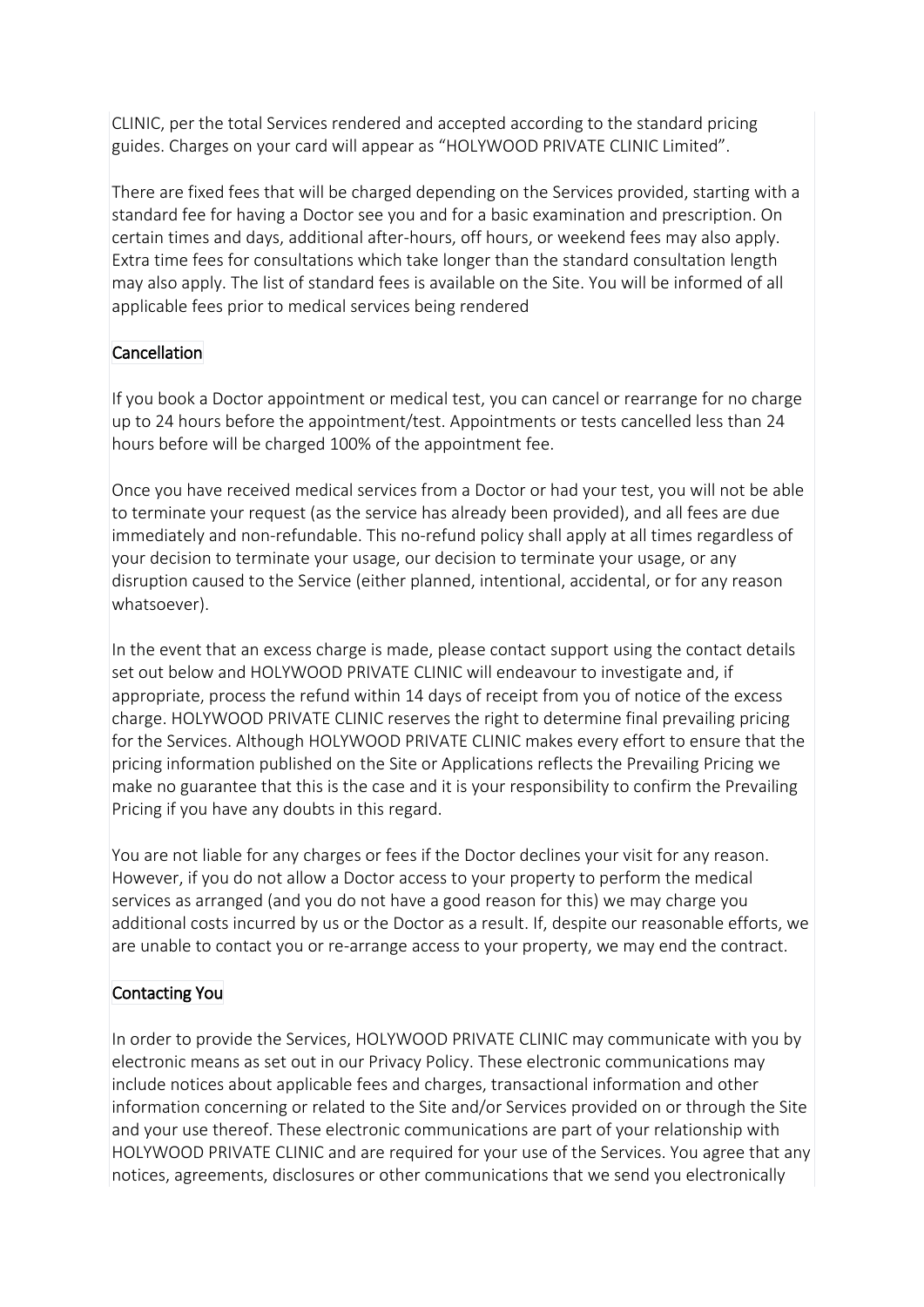CLINIC, per the total Services rendered and accepted according to the standard pricing guides. Charges on your card will appear as "HOLYWOOD PRIVATE CLINIC Limited".

There are fixed fees that will be charged depending on the Services provided, starting with a standard fee for having a Doctor see you and for a basic examination and prescription. On certain times and days, additional after-hours, off hours, or weekend fees may also apply. Extra time fees for consultations which take longer than the standard consultation length may also apply. The list of standard fees is available on the Site. You will be informed of all applicable fees prior to medical services being rendered

## Cancellation

If you book a Doctor appointment or medical test, you can cancel or rearrange for no charge up to 24 hours before the appointment/test. Appointments or tests cancelled less than 24 hours before will be charged 100% of the appointment fee.

Once you have received medical services from a Doctor or had your test, you will not be able to terminate your request (as the service has already been provided), and all fees are due immediately and non-refundable. This no-refund policy shall apply at all times regardless of your decision to terminate your usage, our decision to terminate your usage, or any disruption caused to the Service (either planned, intentional, accidental, or for any reason whatsoever).

In the event that an excess charge is made, please contact support using the contact details set out below and HOLYWOOD PRIVATE CLINIC will endeavour to investigate and, if appropriate, process the refund within 14 days of receipt from you of notice of the excess charge. HOLYWOOD PRIVATE CLINIC reserves the right to determine final prevailing pricing for the Services. Although HOLYWOOD PRIVATE CLINIC makes every effort to ensure that the pricing information published on the Site or Applications reflects the Prevailing Pricing we make no guarantee that this is the case and it is your responsibility to confirm the Prevailing Pricing if you have any doubts in this regard.

You are not liable for any charges or fees if the Doctor declines your visit for any reason. However, if you do not allow a Doctor access to your property to perform the medical services as arranged (and you do not have a good reason for this) we may charge you additional costs incurred by us or the Doctor as a result. If, despite our reasonable efforts, we are unable to contact you or re-arrange access to your property, we may end the contract.

## Contacting You

In order to provide the Services, HOLYWOOD PRIVATE CLINIC may communicate with you by electronic means as set out in our Privacy Policy. These electronic communications may include notices about applicable fees and charges, transactional information and other information concerning or related to the Site and/or Services provided on or through the Site and your use thereof. These electronic communications are part of your relationship with HOLYWOOD PRIVATE CLINIC and are required for your use of the Services. You agree that any notices, agreements, disclosures or other communications that we send you electronically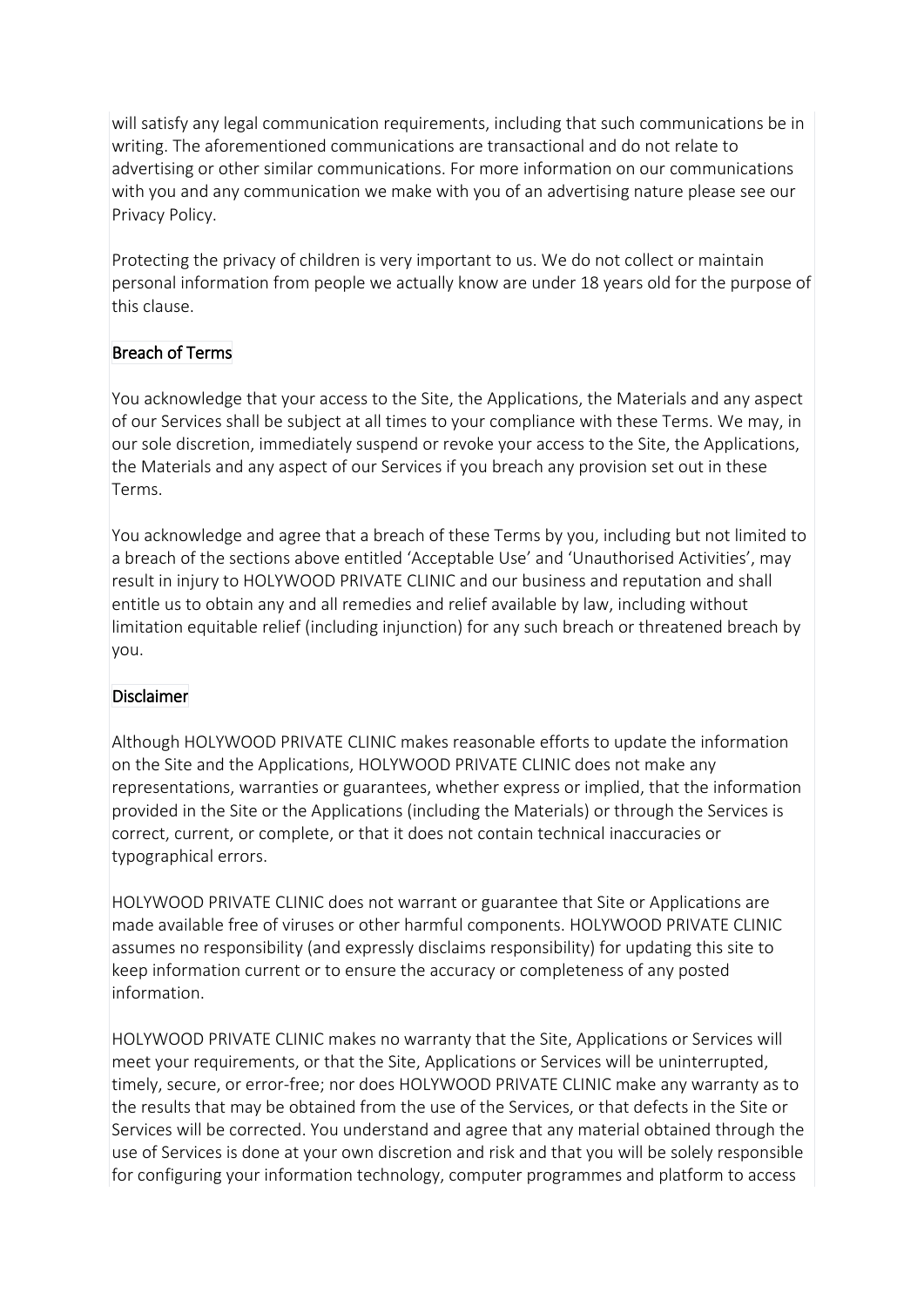will satisfy any legal communication requirements, including that such communications be in writing. The aforementioned communications are transactional and do not relate to advertising or other similar communications. For more information on our communications with you and any communication we make with you of an advertising nature please see our Privacy Policy.

Protecting the privacy of children is very important to us. We do not collect or maintain personal information from people we actually know are under 18 years old for the purpose of this clause.

## Breach of Terms

You acknowledge that your access to the Site, the Applications, the Materials and any aspect of our Services shall be subject at all times to your compliance with these Terms. We may, in our sole discretion, immediately suspend or revoke your access to the Site, the Applications, the Materials and any aspect of our Services if you breach any provision set out in these Terms.

You acknowledge and agree that a breach of these Terms by you, including but not limited to a breach of the sections above entitled 'Acceptable Use' and 'Unauthorised Activities', may result in injury to HOLYWOOD PRIVATE CLINIC and our business and reputation and shall entitle us to obtain any and all remedies and relief available by law, including without limitation equitable relief (including injunction) for any such breach or threatened breach by you.

## Disclaimer

Although HOLYWOOD PRIVATE CLINIC makes reasonable efforts to update the information on the Site and the Applications, HOLYWOOD PRIVATE CLINIC does not make any representations, warranties or guarantees, whether express or implied, that the information provided in the Site or the Applications (including the Materials) or through the Services is correct, current, or complete, or that it does not contain technical inaccuracies or typographical errors.

HOLYWOOD PRIVATE CLINIC does not warrant or guarantee that Site or Applications are made available free of viruses or other harmful components. HOLYWOOD PRIVATE CLINIC assumes no responsibility (and expressly disclaims responsibility) for updating this site to keep information current or to ensure the accuracy or completeness of any posted information.

HOLYWOOD PRIVATE CLINIC makes no warranty that the Site, Applications or Services will meet your requirements, or that the Site, Applications or Services will be uninterrupted, timely, secure, or error-free; nor does HOLYWOOD PRIVATE CLINIC make any warranty as to the results that may be obtained from the use of the Services, or that defects in the Site or Services will be corrected. You understand and agree that any material obtained through the use of Services is done at your own discretion and risk and that you will be solely responsible for configuring your information technology, computer programmes and platform to access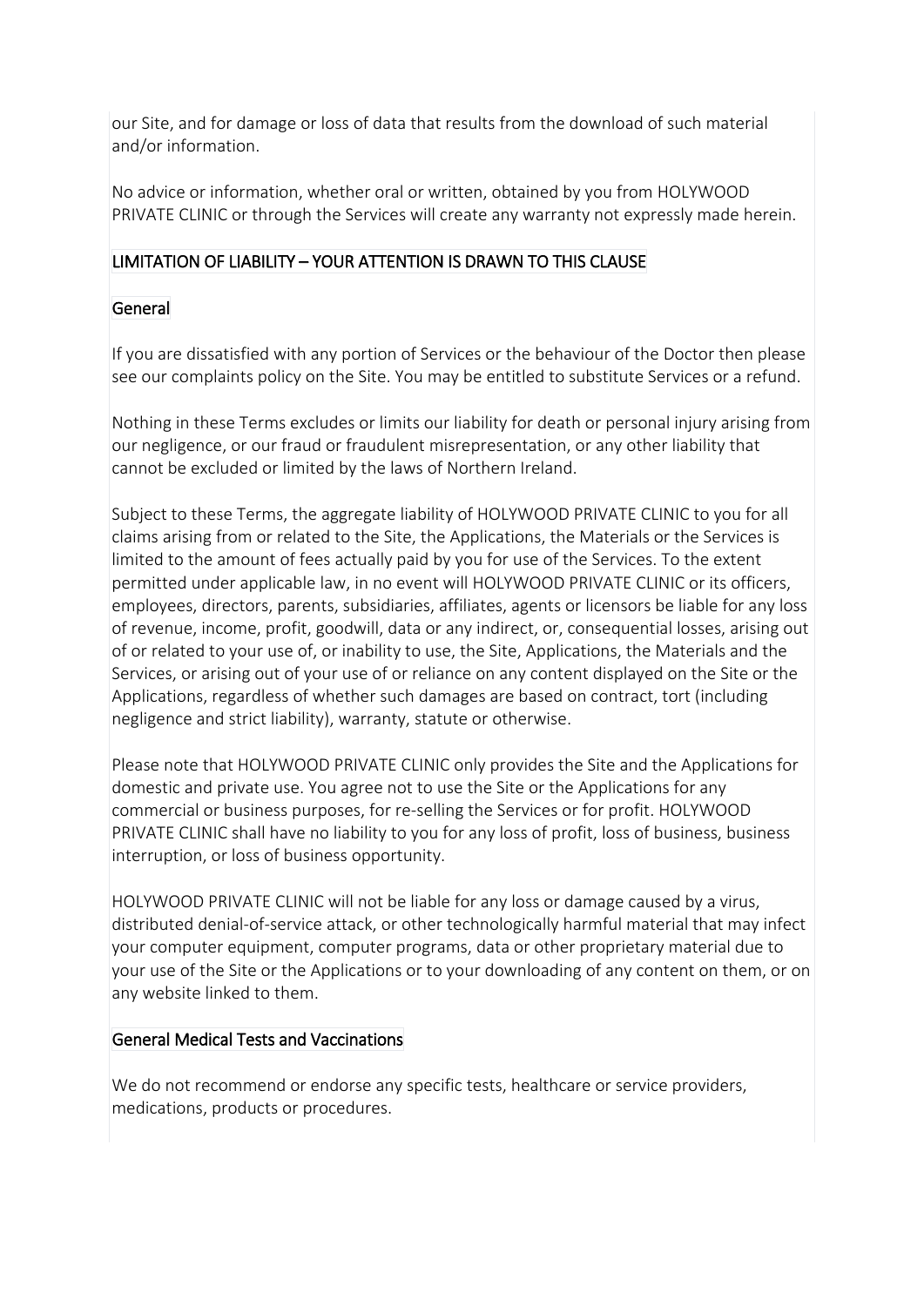our Site, and for damage or loss of data that results from the download of such material and/or information.

No advice or information, whether oral or written, obtained by you from HOLYWOOD PRIVATE CLINIC or through the Services will create any warranty not expressly made herein.

## LIMITATION OF LIABILITY – YOUR ATTENTION IS DRAWN TO THIS CLAUSE

### General

If you are dissatisfied with any portion of Services or the behaviour of the Doctor then please see our complaints policy on the Site. You may be entitled to substitute Services or a refund.

Nothing in these Terms excludes or limits our liability for death or personal injury arising from our negligence, or our fraud or fraudulent misrepresentation, or any other liability that cannot be excluded or limited by the laws of Northern Ireland.

Subject to these Terms, the aggregate liability of HOLYWOOD PRIVATE CLINIC to you for all claims arising from or related to the Site, the Applications, the Materials or the Services is limited to the amount of fees actually paid by you for use of the Services. To the extent permitted under applicable law, in no event will HOLYWOOD PRIVATE CLINIC or its officers, employees, directors, parents, subsidiaries, affiliates, agents or licensors be liable for any loss of revenue, income, profit, goodwill, data or any indirect, or, consequential losses, arising out of or related to your use of, or inability to use, the Site, Applications, the Materials and the Services, or arising out of your use of or reliance on any content displayed on the Site or the Applications, regardless of whether such damages are based on contract, tort (including negligence and strict liability), warranty, statute or otherwise.

Please note that HOLYWOOD PRIVATE CLINIC only provides the Site and the Applications for domestic and private use. You agree not to use the Site or the Applications for any commercial or business purposes, for re-selling the Services or for profit. HOLYWOOD PRIVATE CLINIC shall have no liability to you for any loss of profit, loss of business, business interruption, or loss of business opportunity.

HOLYWOOD PRIVATE CLINIC will not be liable for any loss or damage caused by a virus, distributed denial-of-service attack, or other technologically harmful material that may infect your computer equipment, computer programs, data or other proprietary material due to your use of the Site or the Applications or to your downloading of any content on them, or on any website linked to them.

### General Medical Tests and Vaccinations

We do not recommend or endorse any specific tests, healthcare or service providers, medications, products or procedures.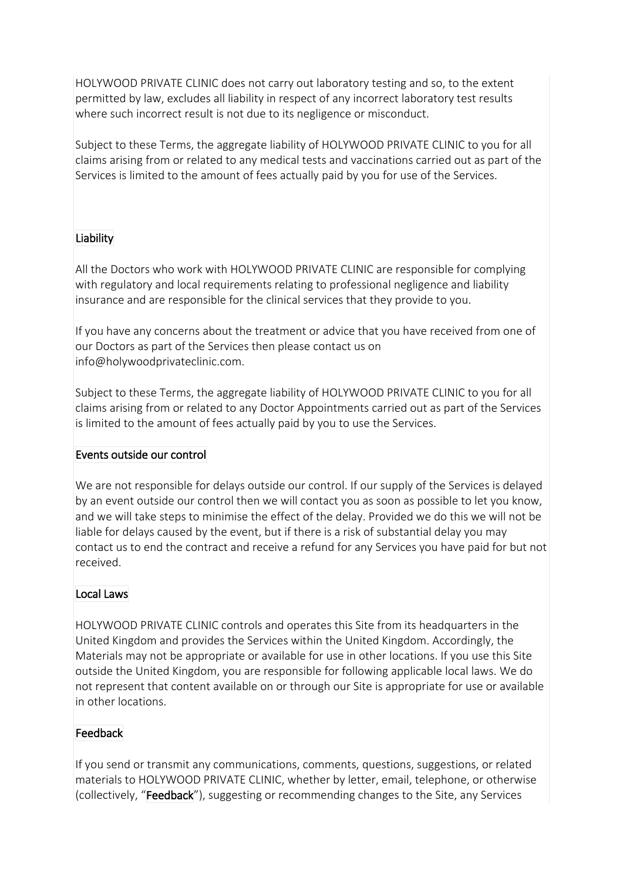HOLYWOOD PRIVATE CLINIC does not carry out laboratory testing and so, to the extent permitted by law, excludes all liability in respect of any incorrect laboratory test results where such incorrect result is not due to its negligence or misconduct.

Subject to these Terms, the aggregate liability of HOLYWOOD PRIVATE CLINIC to you for all claims arising from or related to any medical tests and vaccinations carried out as part of the Services is limited to the amount of fees actually paid by you for use of the Services.

## Liability

All the Doctors who work with HOLYWOOD PRIVATE CLINIC are responsible for complying with regulatory and local requirements relating to professional negligence and liability insurance and are responsible for the clinical services that they provide to you.

If you have any concerns about the treatment or advice that you have received from one of our Doctors as part of the Services then please contact us on info@holywoodprivateclinic.com.

Subject to these Terms, the aggregate liability of HOLYWOOD PRIVATE CLINIC to you for all claims arising from or related to any Doctor Appointments carried out as part of the Services is limited to the amount of fees actually paid by you to use the Services.

## Events outside our control

We are not responsible for delays outside our control. If our supply of the Services is delayed by an event outside our control then we will contact you as soon as possible to let you know, and we will take steps to minimise the effect of the delay. Provided we do this we will not be liable for delays caused by the event, but if there is a risk of substantial delay you may contact us to end the contract and receive a refund for any Services you have paid for but not received.

## Local Laws

HOLYWOOD PRIVATE CLINIC controls and operates this Site from its headquarters in the United Kingdom and provides the Services within the United Kingdom. Accordingly, the Materials may not be appropriate or available for use in other locations. If you use this Site outside the United Kingdom, you are responsible for following applicable local laws. We do not represent that content available on or through our Site is appropriate for use or available in other locations.

## Feedback

If you send or transmit any communications, comments, questions, suggestions, or related materials to HOLYWOOD PRIVATE CLINIC, whether by letter, email, telephone, or otherwise (collectively, "**Feedback**"), suggesting or recommending changes to the Site, any Services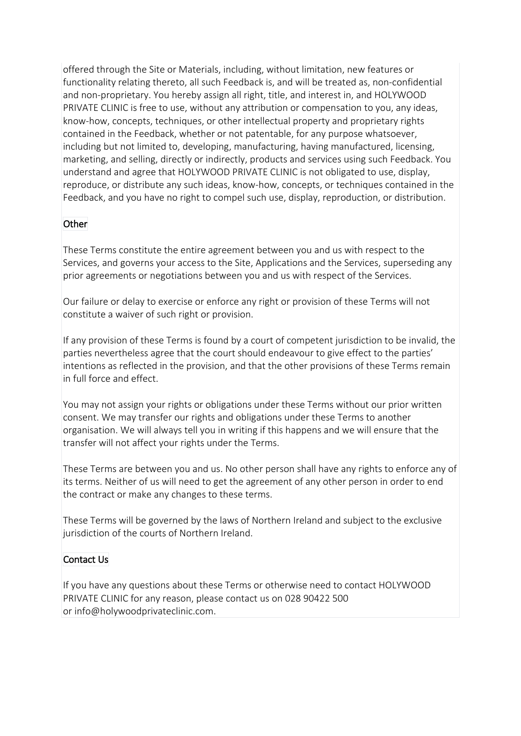offered through the Site or Materials, including, without limitation, new features or functionality relating thereto, all such Feedback is, and will be treated as, non-confidential and non-proprietary. You hereby assign all right, title, and interest in, and HOLYWOOD PRIVATE CLINIC is free to use, without any attribution or compensation to you, any ideas, know-how, concepts, techniques, or other intellectual property and proprietary rights contained in the Feedback, whether or not patentable, for any purpose whatsoever, including but not limited to, developing, manufacturing, having manufactured, licensing, marketing, and selling, directly or indirectly, products and services using such Feedback. You understand and agree that HOLYWOOD PRIVATE CLINIC is not obligated to use, display, reproduce, or distribute any such ideas, know-how, concepts, or techniques contained in the Feedback, and you have no right to compel such use, display, reproduction, or distribution.

## Other

These Terms constitute the entire agreement between you and us with respect to the Services, and governs your access to the Site, Applications and the Services, superseding any prior agreements or negotiations between you and us with respect of the Services.

Our failure or delay to exercise or enforce any right or provision of these Terms will not constitute a waiver of such right or provision.

If any provision of these Terms is found by a court of competent jurisdiction to be invalid, the parties nevertheless agree that the court should endeavour to give effect to the parties' intentions as reflected in the provision, and that the other provisions of these Terms remain in full force and effect.

You may not assign your rights or obligations under these Terms without our prior written consent. We may transfer our rights and obligations under these Terms to another organisation. We will always tell you in writing if this happens and we will ensure that the transfer will not affect your rights under the Terms.

These Terms are between you and us. No other person shall have any rights to enforce any of its terms. Neither of us will need to get the agreement of any other person in order to end the contract or make any changes to these terms.

These Terms will be governed by the laws of Northern Ireland and subject to the exclusive jurisdiction of the courts of Northern Ireland.

## Contact Us

If you have any questions about these Terms or otherwise need to contact HOLYWOOD PRIVATE CLINIC for any reason, please contact us on 028 90422 500 or info@holywoodprivateclinic.com.